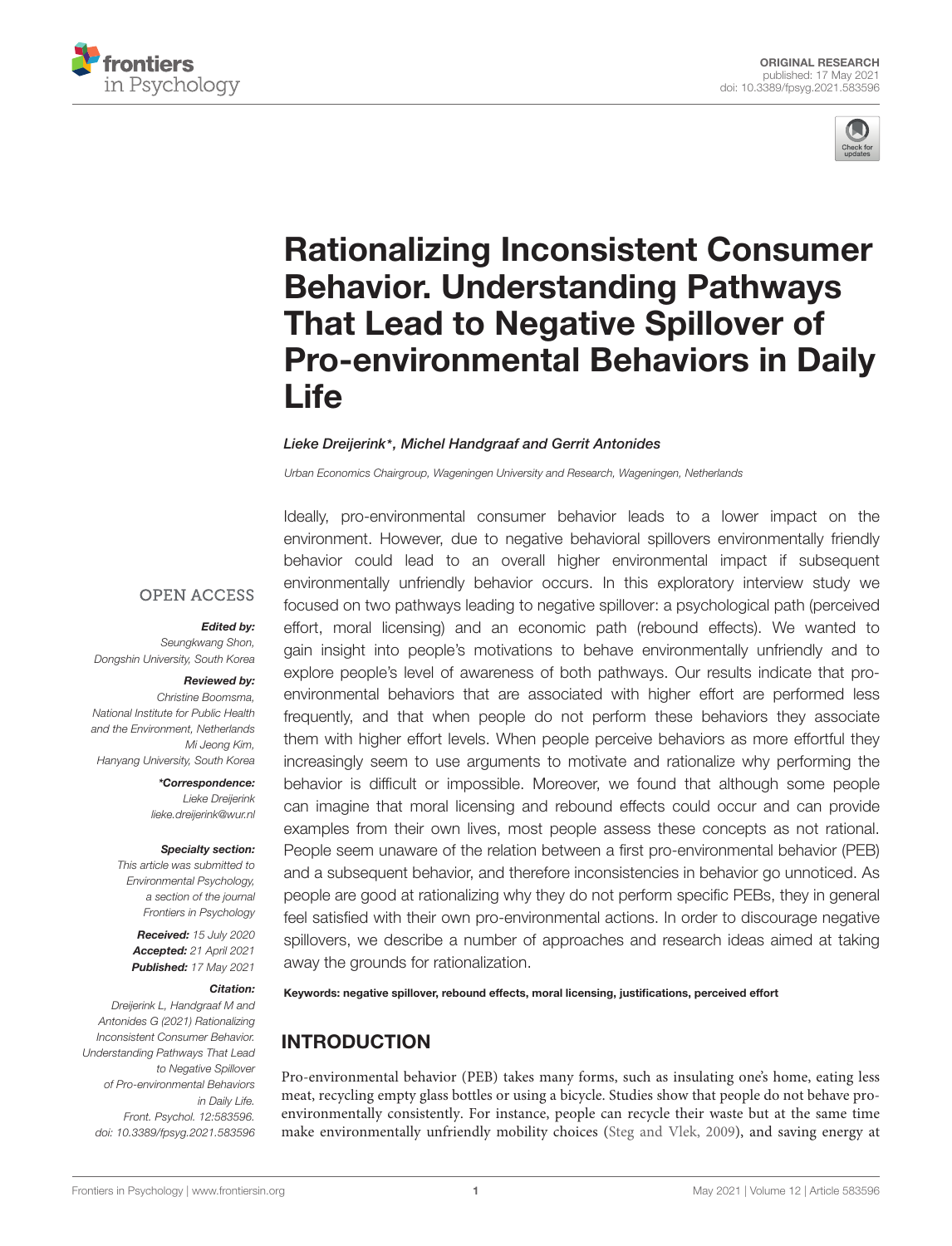ORIGINAL RESEARCH
published: 17 May 2021
doi: 10.3389/fpsyg.2021.583596

# Rationalizing Inconsistent Consumer Behavior. Understanding Pathways That Lead to Negative Spillover of Pro-environmental Behaviors in Daily Life

*Lieke Dreijerink\*, Michel Handgraaf and Gerrit Antonides*

*Urban Economics Chairgroup, Wageningen University and Research, Wageningen, Netherlands*

OPEN ACCESS

***Edited by:***
*Seungkwang Shon, Dongshin University, South Korea*

***Reviewed by:***
*Christine Boomsma, National Institute for Public Health and the Environment, Netherlands*
*Mi Jeong Kim, Hanyang University, South Korea*

***\*Correspondence:***
*Lieke Dreijerink*
*lieke.dreijerink@wur.nl*

***Specialty section:***
*This article was submitted to Environmental Psychology, a section of the journal Frontiers in Psychology*

***Received:*** *15 July 2020*
***Accepted:*** *21 April 2021*
***Published:*** *17 May 2021*

***Citation:***
*Dreijerink L, Handgraaf M and Antonides G (2021) Rationalizing Inconsistent Consumer Behavior. Understanding Pathways That Lead to Negative Spillover of Pro-environmental Behaviors in Daily Life. Front. Psychol. 12:583596. doi: 10.3389/fpsyg.2021.583596*

Ideally, pro-environmental consumer behavior leads to a lower impact on the environment. However, due to negative behavioral spillovers environmentally friendly behavior could lead to an overall higher environmental impact if subsequent environmentally unfriendly behavior occurs. In this exploratory interview study we focused on two pathways leading to negative spillover: a psychological path (perceived effort, moral licensing) and an economic path (rebound effects). We wanted to gain insight into people's motivations to behave environmentally unfriendly and to explore people's level of awareness of both pathways. Our results indicate that pro-environmental behaviors that are associated with higher effort are performed less frequently, and that when people do not perform these behaviors they associate them with higher effort levels. When people perceive behaviors as more effortful they increasingly seem to use arguments to motivate and rationalize why performing the behavior is difficult or impossible. Moreover, we found that although some people can imagine that moral licensing and rebound effects could occur and can provide examples from their own lives, most people assess these concepts as not rational. People seem unaware of the relation between a first pro-environmental behavior (PEB) and a subsequent behavior, and therefore inconsistencies in behavior go unnoticed. As people are good at rationalizing why they do not perform specific PEBs, they in general feel satisfied with their own pro-environmental actions. In order to discourage negative spillovers, we describe a number of approaches and research ideas aimed at taking away the grounds for rationalization.

**Keywords: negative spillover, rebound effects, moral licensing, justifications, perceived effort**

## INTRODUCTION

Pro-environmental behavior (PEB) takes many forms, such as insulating one's home, eating less meat, recycling empty glass bottles or using a bicycle. Studies show that people do not behave pro-environmentally consistently. For instance, people can recycle their waste but at the same time make environmentally unfriendly mobility choices (Steg and Vlek, 2009), and saving energy at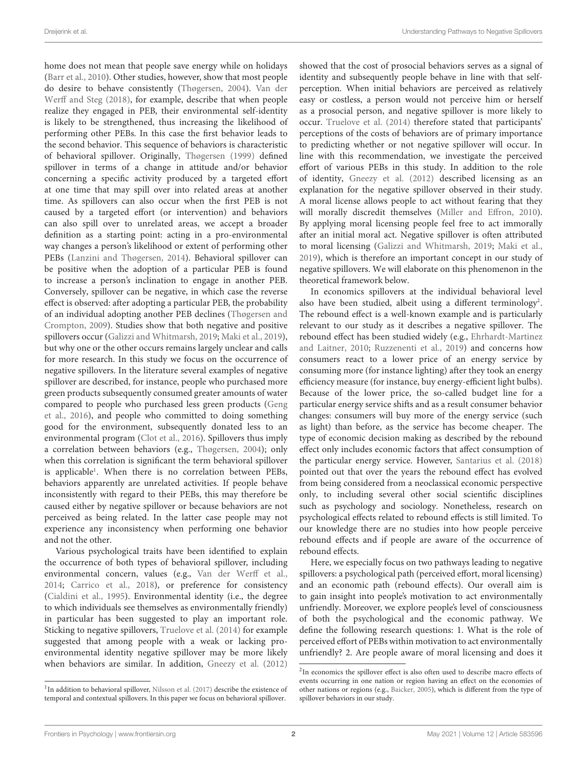home does not mean that people save energy while on holidays (Barr et al., 2010). Other studies, however, show that most people do desire to behave consistently (Thøgersen, 2004). Van der Werff and Steg (2018), for example, describe that when people realize they engaged in PEB, their environmental self-identity is likely to be strengthened, thus increasing the likelihood of performing other PEBs. In this case the first behavior leads to the second behavior. This sequence of behaviors is characteristic of behavioral spillover. Originally, Thøgersen (1999) defined spillover in terms of a change in attitude and/or behavior concerning a specific activity produced by a targeted effort at one time that may spill over into related areas at another time. As spillovers can also occur when the first PEB is not caused by a targeted effort (or intervention) and behaviors can also spill over to unrelated areas, we accept a broader definition as a starting point: acting in a pro-environmental way changes a person's likelihood or extent of performing other PEBs (Lanzini and Thøgersen, 2014). Behavioral spillover can be positive when the adoption of a particular PEB is found to increase a person's inclination to engage in another PEB. Conversely, spillover can be negative, in which case the reverse effect is observed: after adopting a particular PEB, the probability of an individual adopting another PEB declines (Thøgersen and Crompton, 2009). Studies show that both negative and positive spillovers occur (Galizzi and Whitmarsh, 2019; Maki et al., 2019), but why one or the other occurs remains largely unclear and calls for more research. In this study we focus on the occurrence of negative spillovers. In the literature several examples of negative spillover are described, for instance, people who purchased more green products subsequently consumed greater amounts of water compared to people who purchased less green products (Geng et al., 2016), and people who committed to doing something good for the environment, subsequently donated less to an environmental program (Clot et al., 2016). Spillovers thus imply a correlation between behaviors (e.g., Thøgersen, 2004); only when this correlation is significant the term behavioral spillover is applicable[1]. When there is no correlation between PEBs, behaviors apparently are unrelated activities. If people behave inconsistently with regard to their PEBs, this may therefore be caused either by negative spillover or because behaviors are not perceived as being related. In the latter case people may not experience any inconsistency when performing one behavior and not the other.

Various psychological traits have been identified to explain the occurrence of both types of behavioral spillover, including environmental concern, values (e.g., Van der Werff et al., 2014; Carrico et al., 2018), or preference for consistency (Cialdini et al., 1995). Environmental identity (i.e., the degree to which individuals see themselves as environmentally friendly) in particular has been suggested to play an important role. Sticking to negative spillovers, Truelove et al. (2014) for example suggested that among people with a weak or lacking pro-environmental identity negative spillover may be more likely when behaviors are similar. In addition, Gneezy et al. (2012) showed that the cost of prosocial behaviors serves as a signal of identity and subsequently people behave in line with that self-perception. When initial behaviors are perceived as relatively easy or costless, a person would not perceive him or herself as a prosocial person, and negative spillover is more likely to occur. Truelove et al. (2014) therefore stated that participants' perceptions of the costs of behaviors are of primary importance to predicting whether or not negative spillover will occur. In line with this recommendation, we investigate the perceived effort of various PEBs in this study. In addition to the role of identity, Gneezy et al. (2012) described licensing as an explanation for the negative spillover observed in their study. A moral license allows people to act without fearing that they will morally discredit themselves (Miller and Effron, 2010). By applying moral licensing people feel free to act immorally after an initial moral act. Negative spillover is often attributed to moral licensing (Galizzi and Whitmarsh, 2019; Maki et al., 2019), which is therefore an important concept in our study of negative spillovers. We will elaborate on this phenomenon in the theoretical framework below.

In economics spillovers at the individual behavioral level also have been studied, albeit using a different terminology[2]. The rebound effect is a well-known example and is particularly relevant to our study as it describes a negative spillover. The rebound effect has been studied widely (e.g., Ehrhardt-Martinez and Laitner, 2010; Ruzzenenti et al., 2019) and concerns how consumers react to a lower price of an energy service by consuming more (for instance lighting) after they took an energy efficiency measure (for instance, buy energy-efficient light bulbs). Because of the lower price, the so-called budget line for a particular energy service shifts and as a result consumer behavior changes: consumers will buy more of the energy service (such as light) than before, as the service has become cheaper. The type of economic decision making as described by the rebound effect only includes economic factors that affect consumption of the particular energy service. However, Santarius et al. (2018) pointed out that over the years the rebound effect has evolved from being considered from a neoclassical economic perspective only, to including several other social scientific disciplines such as psychology and sociology. Nonetheless, research on psychological effects related to rebound effects is still limited. To our knowledge there are no studies into how people perceive rebound effects and if people are aware of the occurrence of rebound effects.

Here, we especially focus on two pathways leading to negative spillovers: a psychological path (perceived effort, moral licensing) and an economic path (rebound effects). Our overall aim is to gain insight into people's motivation to act environmentally unfriendly. Moreover, we explore people's level of consciousness of both the psychological and the economic pathway. We define the following research questions: 1. What is the role of perceived effort of PEBs within motivation to act environmentally unfriendly? 2. Are people aware of moral licensing and does it

[1] In addition to behavioral spillover, Nilsson et al. (2017) describe the existence of temporal and contextual spillovers. In this paper we focus on behavioral spillover.

[2] In economics the spillover effect is also often used to describe macro effects of events occurring in one nation or region having an effect on the economies of other nations or regions (e.g., Baicker, 2005), which is different from the type of spillover behaviors in our study.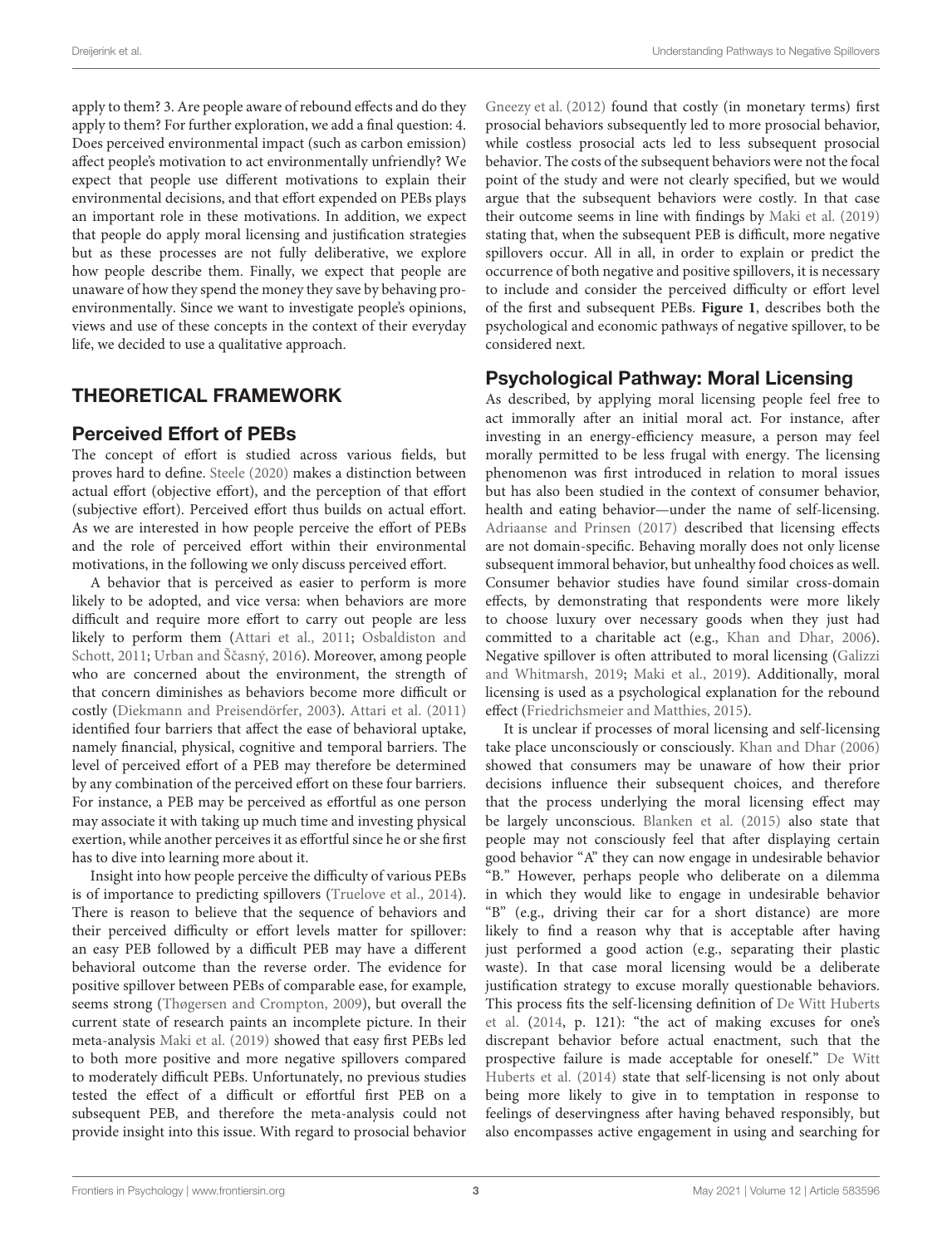apply to them? 3. Are people aware of rebound effects and do they apply to them? For further exploration, we add a final question: 4. Does perceived environmental impact (such as carbon emission) affect people's motivation to act environmentally unfriendly? We expect that people use different motivations to explain their environmental decisions, and that effort expended on PEBs plays an important role in these motivations. In addition, we expect that people do apply moral licensing and justification strategies but as these processes are not fully deliberative, we explore how people describe them. Finally, we expect that people are unaware of how they spend the money they save by behaving pro-environmentally. Since we want to investigate people's opinions, views and use of these concepts in the context of their everyday life, we decided to use a qualitative approach.

## THEORETICAL FRAMEWORK

### Perceived Effort of PEBs

The concept of effort is studied across various fields, but proves hard to define. Steele (2020) makes a distinction between actual effort (objective effort), and the perception of that effort (subjective effort). Perceived effort thus builds on actual effort. As we are interested in how people perceive the effort of PEBs and the role of perceived effort within their environmental motivations, in the following we only discuss perceived effort.

A behavior that is perceived as easier to perform is more likely to be adopted, and vice versa: when behaviors are more difficult and require more effort to carry out people are less likely to perform them (Attari et al., 2011; Osbaldiston and Schott, 2011; Urban and Ščasný, 2016). Moreover, among people who are concerned about the environment, the strength of that concern diminishes as behaviors become more difficult or costly (Diekmann and Preisendörfer, 2003). Attari et al. (2011) identified four barriers that affect the ease of behavioral uptake, namely financial, physical, cognitive and temporal barriers. The level of perceived effort of a PEB may therefore be determined by any combination of the perceived effort on these four barriers. For instance, a PEB may be perceived as effortful as one person may associate it with taking up much time and investing physical exertion, while another perceives it as effortful since he or she first has to dive into learning more about it.

Insight into how people perceive the difficulty of various PEBs is of importance to predicting spillovers (Truelove et al., 2014). There is reason to believe that the sequence of behaviors and their perceived difficulty or effort levels matter for spillover: an easy PEB followed by a difficult PEB may have a different behavioral outcome than the reverse order. The evidence for positive spillover between PEBs of comparable ease, for example, seems strong (Thøgersen and Crompton, 2009), but overall the current state of research paints an incomplete picture. In their meta-analysis Maki et al. (2019) showed that easy first PEBs led to both more positive and more negative spillovers compared to moderately difficult PEBs. Unfortunately, no previous studies tested the effect of a difficult or effortful first PEB on a subsequent PEB, and therefore the meta-analysis could not provide insight into this issue. With regard to prosocial behavior Gneezy et al. (2012) found that costly (in monetary terms) first prosocial behaviors subsequently led to more prosocial behavior, while costless prosocial acts led to less subsequent prosocial behavior. The costs of the subsequent behaviors were not the focal point of the study and were not clearly specified, but we would argue that the subsequent behaviors were costly. In that case their outcome seems in line with findings by Maki et al. (2019) stating that, when the subsequent PEB is difficult, more negative spillovers occur. All in all, in order to explain or predict the occurrence of both negative and positive spillovers, it is necessary to include and consider the perceived difficulty or effort level of the first and subsequent PEBs. **Figure 1**, describes both the psychological and economic pathways of negative spillover, to be considered next.

### Psychological Pathway: Moral Licensing

As described, by applying moral licensing people feel free to act immorally after an initial moral act. For instance, after investing in an energy-efficiency measure, a person may feel morally permitted to be less frugal with energy. The licensing phenomenon was first introduced in relation to moral issues but has also been studied in the context of consumer behavior, health and eating behavior—under the name of self-licensing. Adriaanse and Prinsen (2017) described that licensing effects are not domain-specific. Behaving morally does not only license subsequent immoral behavior, but unhealthy food choices as well. Consumer behavior studies have found similar cross-domain effects, by demonstrating that respondents were more likely to choose luxury over necessary goods when they just had committed to a charitable act (e.g., Khan and Dhar, 2006). Negative spillover is often attributed to moral licensing (Galizzi and Whitmarsh, 2019; Maki et al., 2019). Additionally, moral licensing is used as a psychological explanation for the rebound effect (Friedrichsmeier and Matthies, 2015).

It is unclear if processes of moral licensing and self-licensing take place unconsciously or consciously. Khan and Dhar (2006) showed that consumers may be unaware of how their prior decisions influence their subsequent choices, and therefore that the process underlying the moral licensing effect may be largely unconscious. Blanken et al. (2015) also state that people may not consciously feel that after displaying certain good behavior "A" they can now engage in undesirable behavior "B." However, perhaps people who deliberate on a dilemma in which they would like to engage in undesirable behavior "B" (e.g., driving their car for a short distance) are more likely to find a reason why that is acceptable after having just performed a good action (e.g., separating their plastic waste). In that case moral licensing would be a deliberate justification strategy to excuse morally questionable behaviors. This process fits the self-licensing definition of De Witt Huberts et al. (2014, p. 121): "the act of making excuses for one's discrepant behavior before actual enactment, such that the prospective failure is made acceptable for oneself." De Witt Huberts et al. (2014) state that self-licensing is not only about being more likely to give in to temptation in response to feelings of deservingness after having behaved responsibly, but also encompasses active engagement in using and searching for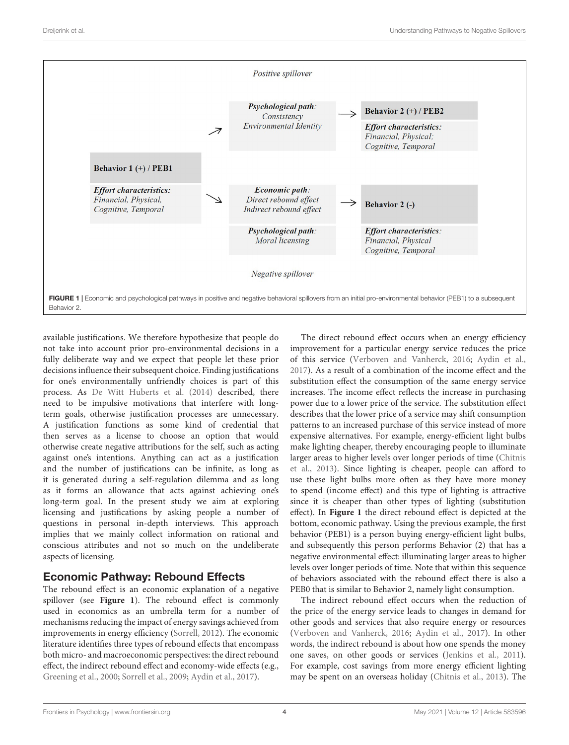Positive spillover

| | | | |
|---|---|---|---|
| | | ***Psychological path**:* *Consistency* *Environmental Identity* | **Behavior 2 (+) / PEB2** ***Effort characteristics**:* *Financial, Physical; Cognitive, Temporal* |
| **Behavior 1 (+) / PEB1** ***Effort characteristics**:* *Financial, Physical, Cognitive, Temporal* | | | |
| | | ***Economic path**:* *Direct rebound effect* *Indirect rebound effect* | **Behavior 2 (-)** |
| | | ***Psychological path**:* *Moral licensing* | ***Effort characteristics**:* *Financial, Physical Cognitive, Temporal* |

Negative spillover

**FIGURE 1** | Economic and psychological pathways in positive and negative behavioral spillovers from an initial pro-environmental behavior (PEB1) to a subsequent Behavior 2.

available justifications. We therefore hypothesize that people do not take into account prior pro-environmental decisions in a fully deliberate way and we expect that people let these prior decisions influence their subsequent choice. Finding justifications for one's environmentally unfriendly choices is part of this process. As De Witt Huberts et al. (2014) described, there need to be impulsive motivations that interfere with long-term goals, otherwise justification processes are unnecessary. A justification functions as some kind of credential that then serves as a license to choose an option that would otherwise create negative attributions for the self, such as acting against one's intentions. Anything can act as a justification and the number of justifications can be infinite, as long as it is generated during a self-regulation dilemma and as long as it forms an allowance that acts against achieving one's long-term goal. In the present study we aim at exploring licensing and justifications by asking people a number of questions in personal in-depth interviews. This approach implies that we mainly collect information on rational and conscious attributes and not so much on the undeliberate aspects of licensing.

## Economic Pathway: Rebound Effects

The rebound effect is an economic explanation of a negative spillover (see **Figure 1**). The rebound effect is commonly used in economics as an umbrella term for a number of mechanisms reducing the impact of energy savings achieved from improvements in energy efficiency (Sorrell, 2012). The economic literature identifies three types of rebound effects that encompass both micro- and macroeconomic perspectives: the direct rebound effect, the indirect rebound effect and economy-wide effects (e.g., Greening et al., 2000; Sorrell et al., 2009; Aydin et al., 2017).

The direct rebound effect occurs when an energy efficiency improvement for a particular energy service reduces the price of this service (Verboven and Vanherck, 2016; Aydin et al., 2017). As a result of a combination of the income effect and the substitution effect the consumption of the same energy service increases. The income effect reflects the increase in purchasing power due to a lower price of the service. The substitution effect describes that the lower price of a service may shift consumption patterns to an increased purchase of this service instead of more expensive alternatives. For example, energy-efficient light bulbs make lighting cheaper, thereby encouraging people to illuminate larger areas to higher levels over longer periods of time (Chitnis et al., 2013). Since lighting is cheaper, people can afford to use these light bulbs more often as they have more money to spend (income effect) and this type of lighting is attractive since it is cheaper than other types of lighting (substitution effect). In **Figure 1** the direct rebound effect is depicted at the bottom, economic pathway. Using the previous example, the first behavior (PEB1) is a person buying energy-efficient light bulbs, and subsequently this person performs Behavior (2) that has a negative environmental effect: illuminating larger areas to higher levels over longer periods of time. Note that within this sequence of behaviors associated with the rebound effect there is also a PEB0 that is similar to Behavior 2, namely light consumption.

The indirect rebound effect occurs when the reduction of the price of the energy service leads to changes in demand for other goods and services that also require energy or resources (Verboven and Vanherck, 2016; Aydin et al., 2017). In other words, the indirect rebound is about how one spends the money one saves, on other goods or services (Jenkins et al., 2011). For example, cost savings from more energy efficient lighting may be spent on an overseas holiday (Chitnis et al., 2013). The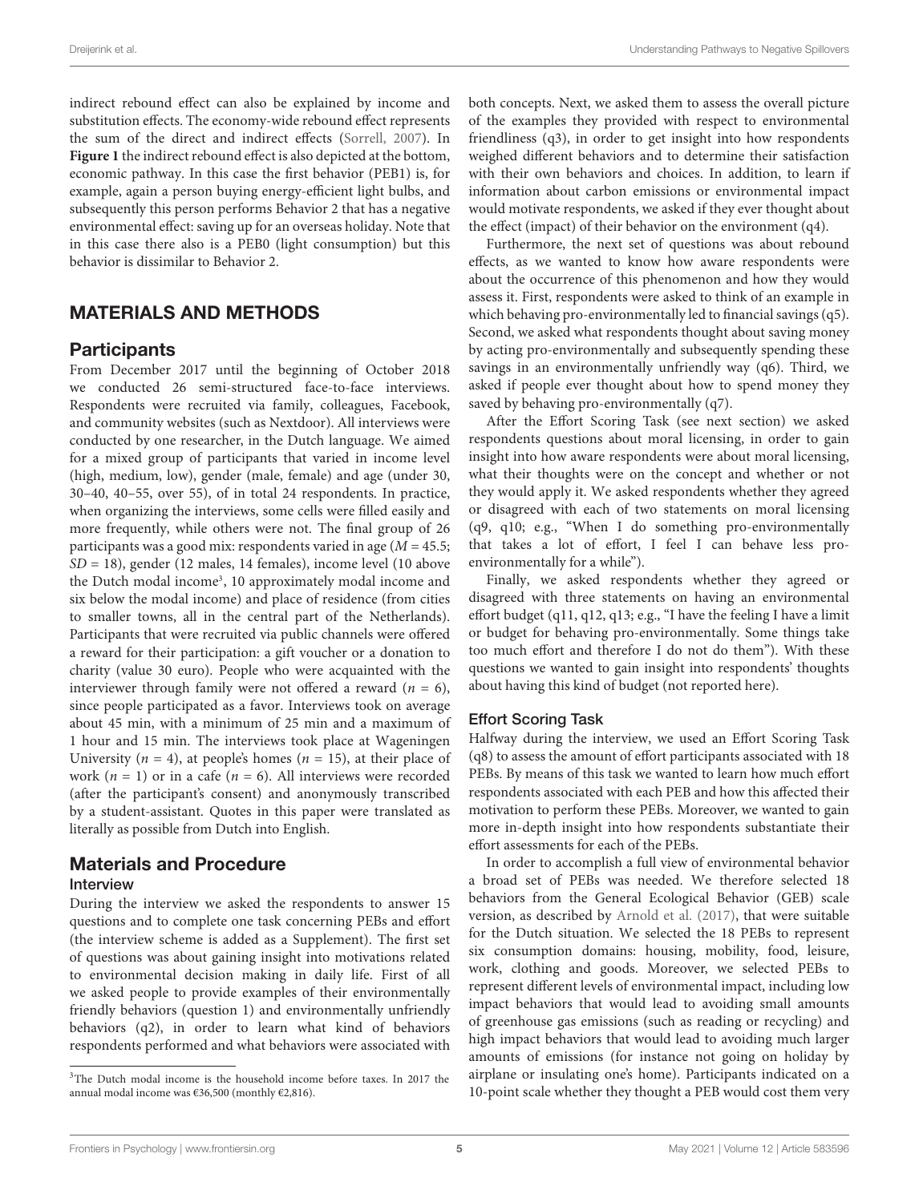indirect rebound effect can also be explained by income and substitution effects. The economy-wide rebound effect represents the sum of the direct and indirect effects (Sorrell, 2007). In **Figure 1** the indirect rebound effect is also depicted at the bottom, economic pathway. In this case the first behavior (PEB1) is, for example, again a person buying energy-efficient light bulbs, and subsequently this person performs Behavior 2 that has a negative environmental effect: saving up for an overseas holiday. Note that in this case there also is a PEB0 (light consumption) but this behavior is dissimilar to Behavior 2.

## MATERIALS AND METHODS

### Participants

From December 2017 until the beginning of October 2018 we conducted 26 semi-structured face-to-face interviews. Respondents were recruited via family, colleagues, Facebook, and community websites (such as Nextdoor). All interviews were conducted by one researcher, in the Dutch language. We aimed for a mixed group of participants that varied in income level (high, medium, low), gender (male, female) and age (under 30, 30–40, 40–55, over 55), of in total 24 respondents. In practice, when organizing the interviews, some cells were filled easily and more frequently, while others were not. The final group of 26 participants was a good mix: respondents varied in age ($M = 45.5$; $SD = 18$), gender (12 males, 14 females), income level (10 above the Dutch modal income[3], 10 approximately modal income and six below the modal income) and place of residence (from cities to smaller towns, all in the central part of the Netherlands). Participants that were recruited via public channels were offered a reward for their participation: a gift voucher or a donation to charity (value 30 euro). People who were acquainted with the interviewer through family were not offered a reward ($n = 6$), since people participated as a favor. Interviews took on average about 45 min, with a minimum of 25 min and a maximum of 1 hour and 15 min. The interviews took place at Wageningen University ($n = 4$), at people's homes ($n = 15$), at their place of work ($n = 1$) or in a cafe ($n = 6$). All interviews were recorded (after the participant's consent) and anonymously transcribed by a student-assistant. Quotes in this paper were translated as literally as possible from Dutch into English.

### Materials and Procedure

#### Interview

During the interview we asked the respondents to answer 15 questions and to complete one task concerning PEBs and effort (the interview scheme is added as a Supplement). The first set of questions was about gaining insight into motivations related to environmental decision making in daily life. First of all we asked people to provide examples of their environmentally friendly behaviors (question 1) and environmentally unfriendly behaviors (q2), in order to learn what kind of behaviors respondents performed and what behaviors were associated with both concepts. Next, we asked them to assess the overall picture of the examples they provided with respect to environmental friendliness (q3), in order to get insight into how respondents weighed different behaviors and to determine their satisfaction with their own behaviors and choices. In addition, to learn if information about carbon emissions or environmental impact would motivate respondents, we asked if they ever thought about the effect (impact) of their behavior on the environment (q4).

Furthermore, the next set of questions was about rebound effects, as we wanted to know how aware respondents were about the occurrence of this phenomenon and how they would assess it. First, respondents were asked to think of an example in which behaving pro-environmentally led to financial savings (q5). Second, we asked what respondents thought about saving money by acting pro-environmentally and subsequently spending these savings in an environmentally unfriendly way (q6). Third, we asked if people ever thought about how to spend money they saved by behaving pro-environmentally (q7).

After the Effort Scoring Task (see next section) we asked respondents questions about moral licensing, in order to gain insight into how aware respondents were about moral licensing, what their thoughts were on the concept and whether or not they would apply it. We asked respondents whether they agreed or disagreed with each of two statements on moral licensing (q9, q10; e.g., "When I do something pro-environmentally that takes a lot of effort, I feel I can behave less pro-environmentally for a while").

Finally, we asked respondents whether they agreed or disagreed with three statements on having an environmental effort budget (q11, q12, q13; e.g., "I have the feeling I have a limit or budget for behaving pro-environmentally. Some things take too much effort and therefore I do not do them"). With these questions we wanted to gain insight into respondents' thoughts about having this kind of budget (not reported here).

#### Effort Scoring Task

Halfway during the interview, we used an Effort Scoring Task (q8) to assess the amount of effort participants associated with 18 PEBs. By means of this task we wanted to learn how much effort respondents associated with each PEB and how this affected their motivation to perform these PEBs. Moreover, we wanted to gain more in-depth insight into how respondents substantiate their effort assessments for each of the PEBs.

In order to accomplish a full view of environmental behavior a broad set of PEBs was needed. We therefore selected 18 behaviors from the General Ecological Behavior (GEB) scale version, as described by Arnold et al. (2017), that were suitable for the Dutch situation. We selected the 18 PEBs to represent six consumption domains: housing, mobility, food, leisure, work, clothing and goods. Moreover, we selected PEBs to represent different levels of environmental impact, including low impact behaviors that would lead to avoiding small amounts of greenhouse gas emissions (such as reading or recycling) and high impact behaviors that would lead to avoiding much larger amounts of emissions (for instance not going on holiday by airplane or insulating one's home). Participants indicated on a 10-point scale whether they thought a PEB would cost them very

[3]The Dutch modal income is the household income before taxes. In 2017 the annual modal income was €36,500 (monthly €2,816).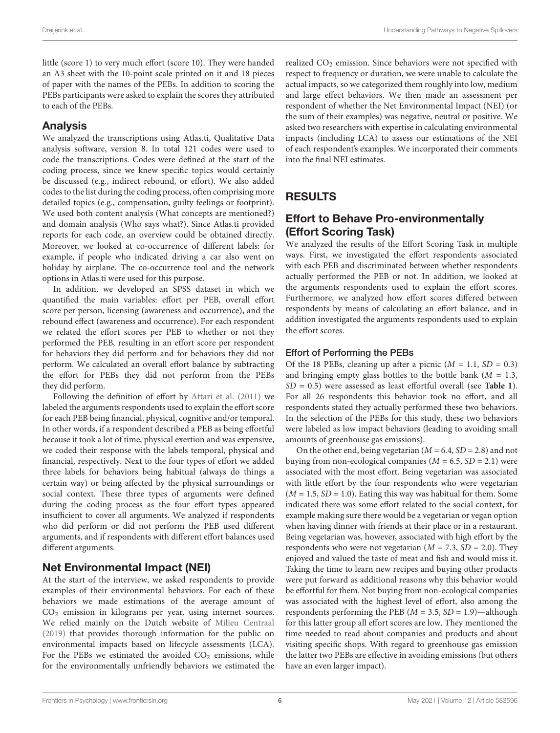little (score 1) to very much effort (score 10). They were handed an A3 sheet with the 10-point scale printed on it and 18 pieces of paper with the names of the PEBs. In addition to scoring the PEBs participants were asked to explain the scores they attributed to each of the PEBs.

## Analysis

We analyzed the transcriptions using Atlas.ti, Qualitative Data analysis software, version 8. In total 121 codes were used to code the transcriptions. Codes were defined at the start of the coding process, since we knew specific topics would certainly be discussed (e.g., indirect rebound, or effort). We also added codes to the list during the coding process, often comprising more detailed topics (e.g., compensation, guilty feelings or footprint). We used both content analysis (What concepts are mentioned?) and domain analysis (Who says what?). Since Atlas.ti provided reports for each code, an overview could be obtained directly. Moreover, we looked at co-occurrence of different labels: for example, if people who indicated driving a car also went on holiday by airplane. The co-occurrence tool and the network options in Atlas.ti were used for this purpose.

In addition, we developed an SPSS dataset in which we quantified the main variables: effort per PEB, overall effort score per person, licensing (awareness and occurrence), and the rebound effect (awareness and occurrence). For each respondent we related the effort scores per PEB to whether or not they performed the PEB, resulting in an effort score per respondent for behaviors they did perform and for behaviors they did not perform. We calculated an overall effort balance by subtracting the effort for PEBs they did not perform from the PEBs they did perform.

Following the definition of effort by Attari et al. (2011) we labeled the arguments respondents used to explain the effort score for each PEB being financial, physical, cognitive and/or temporal. In other words, if a respondent described a PEB as being effortful because it took a lot of time, physical exertion and was expensive, we coded their response with the labels temporal, physical and financial, respectively. Next to the four types of effort we added three labels for behaviors being habitual (always do things a certain way) or being affected by the physical surroundings or social context. These three types of arguments were defined during the coding process as the four effort types appeared insufficient to cover all arguments. We analyzed if respondents who did perform or did not perform the PEB used different arguments, and if respondents with different effort balances used different arguments.

## Net Environmental Impact (NEI)

At the start of the interview, we asked respondents to provide examples of their environmental behaviors. For each of these behaviors we made estimations of the average amount of $CO_2$ emission in kilograms per year, using internet sources. We relied mainly on the Dutch website of Milieu Centraal (2019) that provides thorough information for the public on environmental impacts based on lifecycle assessments (LCA). For the PEBs we estimated the avoided $CO_2$ emissions, while for the environmentally unfriendly behaviors we estimated the realized $CO_2$ emission. Since behaviors were not specified with respect to frequency or duration, we were unable to calculate the actual impacts, so we categorized them roughly into low, medium and large effect behaviors. We then made an assessment per respondent of whether the Net Environmental Impact (NEI) (or the sum of their examples) was negative, neutral or positive. We asked two researchers with expertise in calculating environmental impacts (including LCA) to assess our estimations of the NEI of each respondent's examples. We incorporated their comments into the final NEI estimates.

# RESULTS

## Effort to Behave Pro-environmentally (Effort Scoring Task)

We analyzed the results of the Effort Scoring Task in multiple ways. First, we investigated the effort respondents associated with each PEB and discriminated between whether respondents actually performed the PEB or not. In addition, we looked at the arguments respondents used to explain the effort scores. Furthermore, we analyzed how effort scores differed between respondents by means of calculating an effort balance, and in addition investigated the arguments respondents used to explain the effort scores.

### Effort of Performing the PEBs

Of the 18 PEBs, cleaning up after a picnic ($M$ = 1.1, $SD$ = 0.3) and bringing empty glass bottles to the bottle bank ($M$ = 1.3, $SD$ = 0.5) were assessed as least effortful overall (see **Table 1**). For all 26 respondents this behavior took no effort, and all respondents stated they actually performed these two behaviors. In the selection of the PEBs for this study, these two behaviors were labeled as low impact behaviors (leading to avoiding small amounts of greenhouse gas emissions).

On the other end, being vegetarian ($M$ = 6.4, $SD$ = 2.8) and not buying from non-ecological companies ($M$ = 6.5, $SD$ = 2.1) were associated with the most effort. Being vegetarian was associated with little effort by the four respondents who were vegetarian ($M$ = 1.5, $SD$ = 1.0). Eating this way was habitual for them. Some indicated there was some effort related to the social context, for example making sure there would be a vegetarian or vegan option when having dinner with friends at their place or in a restaurant. Being vegetarian was, however, associated with high effort by the respondents who were not vegetarian ($M$ = 7.3, $SD$ = 2.0). They enjoyed and valued the taste of meat and fish and would miss it. Taking the time to learn new recipes and buying other products were put forward as additional reasons why this behavior would be effortful for them. Not buying from non-ecological companies was associated with the highest level of effort, also among the respondents performing the PEB ($M$ = 3.5, $SD$ = 1.9)—although for this latter group all effort scores are low. They mentioned the time needed to read about companies and products and about visiting specific shops. With regard to greenhouse gas emission the latter two PEBs are effective in avoiding emissions (but others have an even larger impact).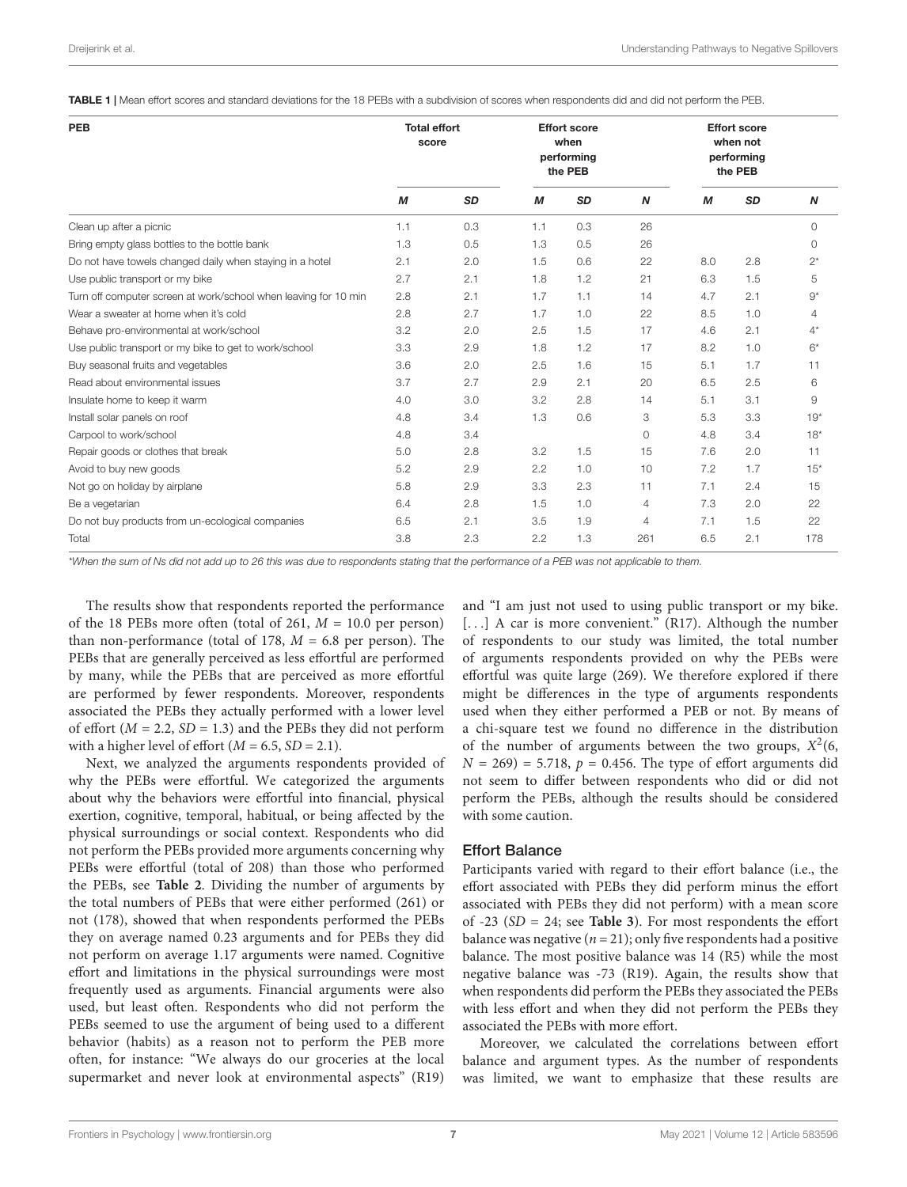**TABLE 1 |** Mean effort scores and standard deviations for the 18 PEBs with a subdivision of scores when respondents did and did not perform the PEB.

| PEB | Total effort score | | Effort score when performing the PEB | | | Effort score when not performing the PEB | | |
|---|---|---|---|---|---|---|---|---|
| | *M* | *SD* | *M* | *SD* | *N* | *M* | *SD* | *N* |
| Clean up after a picnic | 1.1 | 0.3 | 1.1 | 0.3 | 26 | | | 0 |
| Bring empty glass bottles to the bottle bank | 1.3 | 0.5 | 1.3 | 0.5 | 26 | | | 0 |
| Do not have towels changed daily when staying in a hotel | 2.1 | 2.0 | 1.5 | 0.6 | 22 | 8.0 | 2.8 | 2* |
| Use public transport or my bike | 2.7 | 2.1 | 1.8 | 1.2 | 21 | 6.3 | 1.5 | 5 |
| Turn off computer screen at work/school when leaving for 10 min | 2.8 | 2.1 | 1.7 | 1.1 | 14 | 4.7 | 2.1 | 9* |
| Wear a sweater at home when it's cold | 2.8 | 2.7 | 1.7 | 1.0 | 22 | 8.5 | 1.0 | 4 |
| Behave pro-environmental at work/school | 3.2 | 2.0 | 2.5 | 1.5 | 17 | 4.6 | 2.1 | 4* |
| Use public transport or my bike to get to work/school | 3.3 | 2.9 | 1.8 | 1.2 | 17 | 8.2 | 1.0 | 6* |
| Buy seasonal fruits and vegetables | 3.6 | 2.0 | 2.5 | 1.6 | 15 | 5.1 | 1.7 | 11 |
| Read about environmental issues | 3.7 | 2.7 | 2.9 | 2.1 | 20 | 6.5 | 2.5 | 6 |
| Insulate home to keep it warm | 4.0 | 3.0 | 3.2 | 2.8 | 14 | 5.1 | 3.1 | 9 |
| Install solar panels on roof | 4.8 | 3.4 | 1.3 | 0.6 | 3 | 5.3 | 3.3 | 19* |
| Carpool to work/school | 4.8 | 3.4 | | | 0 | 4.8 | 3.4 | 18* |
| Repair goods or clothes that break | 5.0 | 2.8 | 3.2 | 1.5 | 15 | 7.6 | 2.0 | 11 |
| Avoid to buy new goods | 5.2 | 2.9 | 2.2 | 1.0 | 10 | 7.2 | 1.7 | 15* |
| Not go on holiday by airplane | 5.8 | 2.9 | 3.3 | 2.3 | 11 | 7.1 | 2.4 | 15 |
| Be a vegetarian | 6.4 | 2.8 | 1.5 | 1.0 | 4 | 7.3 | 2.0 | 22 |
| Do not buy products from un-ecological companies | 6.5 | 2.1 | 3.5 | 1.9 | 4 | 7.1 | 1.5 | 22 |
| Total | 3.8 | 2.3 | 2.2 | 1.3 | 261 | 6.5 | 2.1 | 178 |

*When the sum of Ns did not add up to 26 this was due to respondents stating that the performance of a PEB was not applicable to them.*

The results show that respondents reported the performance of the 18 PEBs more often (total of 261, $M = 10.0$ per person) than non-performance (total of 178, $M = 6.8$ per person). The PEBs that are generally perceived as less effortful are performed by many, while the PEBs that are perceived as more effortful are performed by fewer respondents. Moreover, respondents associated the PEBs they actually performed with a lower level of effort ($M = 2.2$, $SD = 1.3$) and the PEBs they did not perform with a higher level of effort ($M = 6.5$, $SD = 2.1$).

Next, we analyzed the arguments respondents provided of why the PEBs were effortful. We categorized the arguments about why the behaviors were effortful into financial, physical exertion, cognitive, temporal, habitual, or being affected by the physical surroundings or social context. Respondents who did not perform the PEBs provided more arguments concerning why PEBs were effortful (total of 208) than those who performed the PEBs, see **Table 2**. Dividing the number of arguments by the total numbers of PEBs that were either performed (261) or not (178), showed that when respondents performed the PEBs they on average named 0.23 arguments and for PEBs they did not perform on average 1.17 arguments were named. Cognitive effort and limitations in the physical surroundings were most frequently used as arguments. Financial arguments were also used, but least often. Respondents who did not perform the PEBs seemed to use the argument of being used to a different behavior (habits) as a reason not to perform the PEB more often, for instance: "We always do our groceries at the local supermarket and never look at environmental aspects" (R19) and "I am just not used to using public transport or my bike. [. . .] A car is more convenient." (R17). Although the number of respondents to our study was limited, the total number of arguments respondents provided on why the PEBs were effortful was quite large (269). We therefore explored if there might be differences in the type of arguments respondents used when they either performed a PEB or not. By means of a chi-square test we found no difference in the distribution of the number of arguments between the two groups, $X^2(6, N = 269) = 5.718$, $p = 0.456$. The type of effort arguments did not seem to differ between respondents who did or did not perform the PEBs, although the results should be considered with some caution.

### Effort Balance

Participants varied with regard to their effort balance (i.e., the effort associated with PEBs they did perform minus the effort associated with PEBs they did not perform) with a mean score of -23 ($SD = 24$; see **Table 3**). For most respondents the effort balance was negative ($n = 21$); only five respondents had a positive balance. The most positive balance was 14 (R5) while the most negative balance was -73 (R19). Again, the results show that when respondents did perform the PEBs they associated the PEBs with less effort and when they did not perform the PEBs they associated the PEBs with more effort.

Moreover, we calculated the correlations between effort balance and argument types. As the number of respondents was limited, we want to emphasize that these results are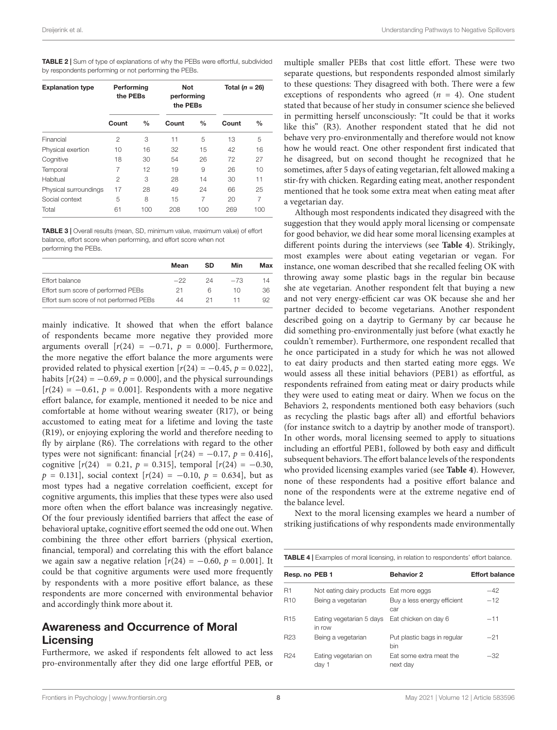**TABLE 2 |** Sum of type of explanations of why the PEBs were effortful, subdivided by respondents performing or not performing the PEBs.

| Explanation type | Performing the PEBs | | Not performing the PEBs | | Total ($n$ = 26) | |
|---|---|---|---|---|---|---|
| | Count | % | Count | % | Count | % |
| Financial | 2 | 3 | 11 | 5 | 13 | 5 |
| Physical exertion | 10 | 16 | 32 | 15 | 42 | 16 |
| Cognitive | 18 | 30 | 54 | 26 | 72 | 27 |
| Temporal | 7 | 12 | 19 | 9 | 26 | 10 |
| Habitual | 2 | 3 | 28 | 14 | 30 | 11 |
| Physical surroundings | 17 | 28 | 49 | 24 | 66 | 25 |
| Social context | 5 | 8 | 15 | 7 | 20 | 7 |
| Total | 61 | 100 | 208 | 100 | 269 | 100 |

**TABLE 3 |** Overall results (mean, SD, minimum value, maximum value) of effort balance, effort score when performing, and effort score when not performing the PEBs.

| | Mean | SD | Min | Max |
|---|---|---|---|---|
| Effort balance | −22 | 24 | −73 | 14 |
| Effort sum score of performed PEBs | 21 | 6 | 10 | 36 |
| Effort sum score of not performed PEBs | 44 | 21 | 11 | 92 |

mainly indicative. It showed that when the effort balance of respondents became more negative they provided more arguments overall [$r(24) = -0.71$, $p = 0.000$]. Furthermore, the more negative the effort balance the more arguments were provided related to physical exertion [$r(24) = -0.45$, $p = 0.022$], habits [$r(24) = -0.69$, $p = 0.000$], and the physical surroundings [$r(24) = -0.61$, $p = 0.001$]. Respondents with a more negative effort balance, for example, mentioned it needed to be nice and comfortable at home without wearing sweater (R17), or being accustomed to eating meat for a lifetime and loving the taste (R19), or enjoying exploring the world and therefore needing to fly by airplane (R6). The correlations with regard to the other types were not significant: financial [$r(24) = -0.17$, $p = 0.416$], cognitive [$r(24) = 0.21$, $p = 0.315$], temporal [$r(24) = -0.30$, $p = 0.131$], social context [$r(24) = -0.10$, $p = 0.634$], but as most types had a negative correlation coefficient, except for cognitive arguments, this implies that these types were also used more often when the effort balance was increasingly negative. Of the four previously identified barriers that affect the ease of behavioral uptake, cognitive effort seemed the odd one out. When combining the three other effort barriers (physical exertion, financial, temporal) and correlating this with the effort balance we again saw a negative relation [$r(24) = -0.60$, $p = 0.001$]. It could be that cognitive arguments were used more frequently by respondents with a more positive effort balance, as these respondents are more concerned with environmental behavior and accordingly think more about it.

## Awareness and Occurrence of Moral Licensing

Furthermore, we asked if respondents felt allowed to act less pro-environmentally after they did one large effortful PEB, or multiple smaller PEBs that cost little effort. These were two separate questions, but respondents responded almost similarly to these questions: They disagreed with both. There were a few exceptions of respondents who agreed ($n$ = 4). One student stated that because of her study in consumer science she believed in permitting herself unconsciously: "It could be that it works like this" (R3). Another respondent stated that he did not behave very pro-environmentally and therefore would not know how he would react. One other respondent first indicated that he disagreed, but on second thought he recognized that he sometimes, after 5 days of eating vegetarian, felt allowed making a stir-fry with chicken. Regarding eating meat, another respondent mentioned that he took some extra meat when eating meat after a vegetarian day.

Although most respondents indicated they disagreed with the suggestion that they would apply moral licensing or compensate for good behavior, we did hear some moral licensing examples at different points during the interviews (see **Table 4**). Strikingly, most examples were about eating vegetarian or vegan. For instance, one woman described that she recalled feeling OK with throwing away some plastic bags in the regular bin because she ate vegetarian. Another respondent felt that buying a new and not very energy-efficient car was OK because she and her partner decided to become vegetarians. Another respondent described going on a daytrip to Germany by car because he did something pro-environmentally just before (what exactly he couldn't remember). Furthermore, one respondent recalled that he once participated in a study for which he was not allowed to eat dairy products and then started eating more eggs. We would assess all these initial behaviors (PEB1) as effortful, as respondents refrained from eating meat or dairy products while they were used to eating meat or dairy. When we focus on the Behaviors 2, respondents mentioned both easy behaviors (such as recycling the plastic bags after all) and effortful behaviors (for instance switch to a daytrip by another mode of transport). In other words, moral licensing seemed to apply to situations including an effortful PEB1, followed by both easy and difficult subsequent behaviors. The effort balance levels of the respondents who provided licensing examples varied (see **Table 4**). However, none of these respondents had a positive effort balance and none of the respondents were at the extreme negative end of the balance level.

Next to the moral licensing examples we heard a number of striking justifications of why respondents made environmentally

**TABLE 4 |** Examples of moral licensing, in relation to respondents' effort balance.

| Resp. no | PEB 1 | Behavior 2 | Effort balance |
|---|---|---|---|
| R1 | Not eating dairy products | Eat more eggs | −42 |
| R10 | Being a vegetarian | Buy a less energy efficient car | −12 |
| R15 | Eating vegetarian 5 days in row | Eat chicken on day 6 | −11 |
| R23 | Being a vegetarian | Put plastic bags in regular bin | −21 |
| R24 | Eating vegetarian on day 1 | Eat some extra meat the next day | −32 |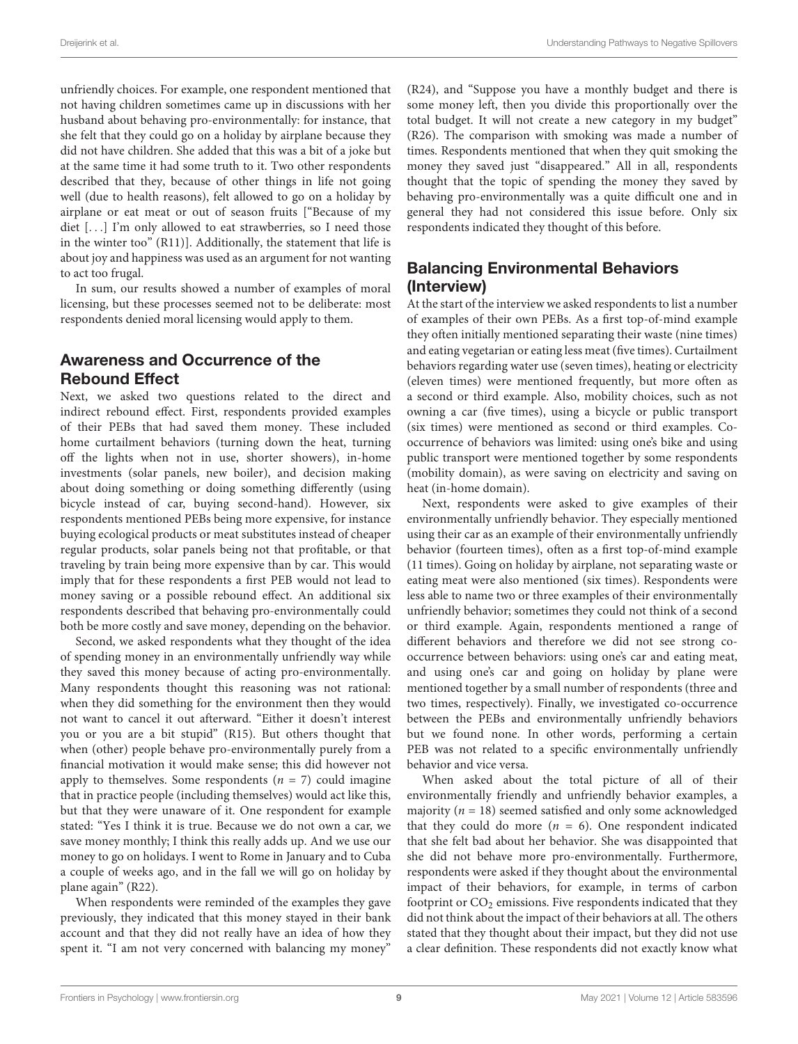unfriendly choices. For example, one respondent mentioned that not having children sometimes came up in discussions with her husband about behaving pro-environmentally: for instance, that she felt that they could go on a holiday by airplane because they did not have children. She added that this was a bit of a joke but at the same time it had some truth to it. Two other respondents described that they, because of other things in life not going well (due to health reasons), felt allowed to go on a holiday by airplane or eat meat or out of season fruits ["Because of my diet [. . .] I'm only allowed to eat strawberries, so I need those in the winter too" (R11)]. Additionally, the statement that life is about joy and happiness was used as an argument for not wanting to act too frugal.

In sum, our results showed a number of examples of moral licensing, but these processes seemed not to be deliberate: most respondents denied moral licensing would apply to them.

## Awareness and Occurrence of the Rebound Effect

Next, we asked two questions related to the direct and indirect rebound effect. First, respondents provided examples of their PEBs that had saved them money. These included home curtailment behaviors (turning down the heat, turning off the lights when not in use, shorter showers), in-home investments (solar panels, new boiler), and decision making about doing something or doing something differently (using bicycle instead of car, buying second-hand). However, six respondents mentioned PEBs being more expensive, for instance buying ecological products or meat substitutes instead of cheaper regular products, solar panels being not that profitable, or that traveling by train being more expensive than by car. This would imply that for these respondents a first PEB would not lead to money saving or a possible rebound effect. An additional six respondents described that behaving pro-environmentally could both be more costly and save money, depending on the behavior.

Second, we asked respondents what they thought of the idea of spending money in an environmentally unfriendly way while they saved this money because of acting pro-environmentally. Many respondents thought this reasoning was not rational: when they did something for the environment then they would not want to cancel it out afterward. "Either it doesn't interest you or you are a bit stupid" (R15). But others thought that when (other) people behave pro-environmentally purely from a financial motivation it would make sense; this did however not apply to themselves. Some respondents ($n = 7$) could imagine that in practice people (including themselves) would act like this, but that they were unaware of it. One respondent for example stated: "Yes I think it is true. Because we do not own a car, we save money monthly; I think this really adds up. And we use our money to go on holidays. I went to Rome in January and to Cuba a couple of weeks ago, and in the fall we will go on holiday by plane again" (R22).

When respondents were reminded of the examples they gave previously, they indicated that this money stayed in their bank account and that they did not really have an idea of how they spent it. "I am not very concerned with balancing my money" (R24), and "Suppose you have a monthly budget and there is some money left, then you divide this proportionally over the total budget. It will not create a new category in my budget" (R26). The comparison with smoking was made a number of times. Respondents mentioned that when they quit smoking the money they saved just "disappeared." All in all, respondents thought that the topic of spending the money they saved by behaving pro-environmentally was a quite difficult one and in general they had not considered this issue before. Only six respondents indicated they thought of this before.

## Balancing Environmental Behaviors (Interview)

At the start of the interview we asked respondents to list a number of examples of their own PEBs. As a first top-of-mind example they often initially mentioned separating their waste (nine times) and eating vegetarian or eating less meat (five times). Curtailment behaviors regarding water use (seven times), heating or electricity (eleven times) were mentioned frequently, but more often as a second or third example. Also, mobility choices, such as not owning a car (five times), using a bicycle or public transport (six times) were mentioned as second or third examples. Co-occurrence of behaviors was limited: using one's bike and using public transport were mentioned together by some respondents (mobility domain), as were saving on electricity and saving on heat (in-home domain).

Next, respondents were asked to give examples of their environmentally unfriendly behavior. They especially mentioned using their car as an example of their environmentally unfriendly behavior (fourteen times), often as a first top-of-mind example (11 times). Going on holiday by airplane, not separating waste or eating meat were also mentioned (six times). Respondents were less able to name two or three examples of their environmentally unfriendly behavior; sometimes they could not think of a second or third example. Again, respondents mentioned a range of different behaviors and therefore we did not see strong co-occurrence between behaviors: using one's car and eating meat, and using one's car and going on holiday by plane were mentioned together by a small number of respondents (three and two times, respectively). Finally, we investigated co-occurrence between the PEBs and environmentally unfriendly behaviors but we found none. In other words, performing a certain PEB was not related to a specific environmentally unfriendly behavior and vice versa.

When asked about the total picture of all of their environmentally friendly and unfriendly behavior examples, a majority ($n = 18$) seemed satisfied and only some acknowledged that they could do more ($n = 6$). One respondent indicated that she felt bad about her behavior. She was disappointed that she did not behave more pro-environmentally. Furthermore, respondents were asked if they thought about the environmental impact of their behaviors, for example, in terms of carbon footprint or $CO_2$ emissions. Five respondents indicated that they did not think about the impact of their behaviors at all. The others stated that they thought about their impact, but they did not use a clear definition. These respondents did not exactly know what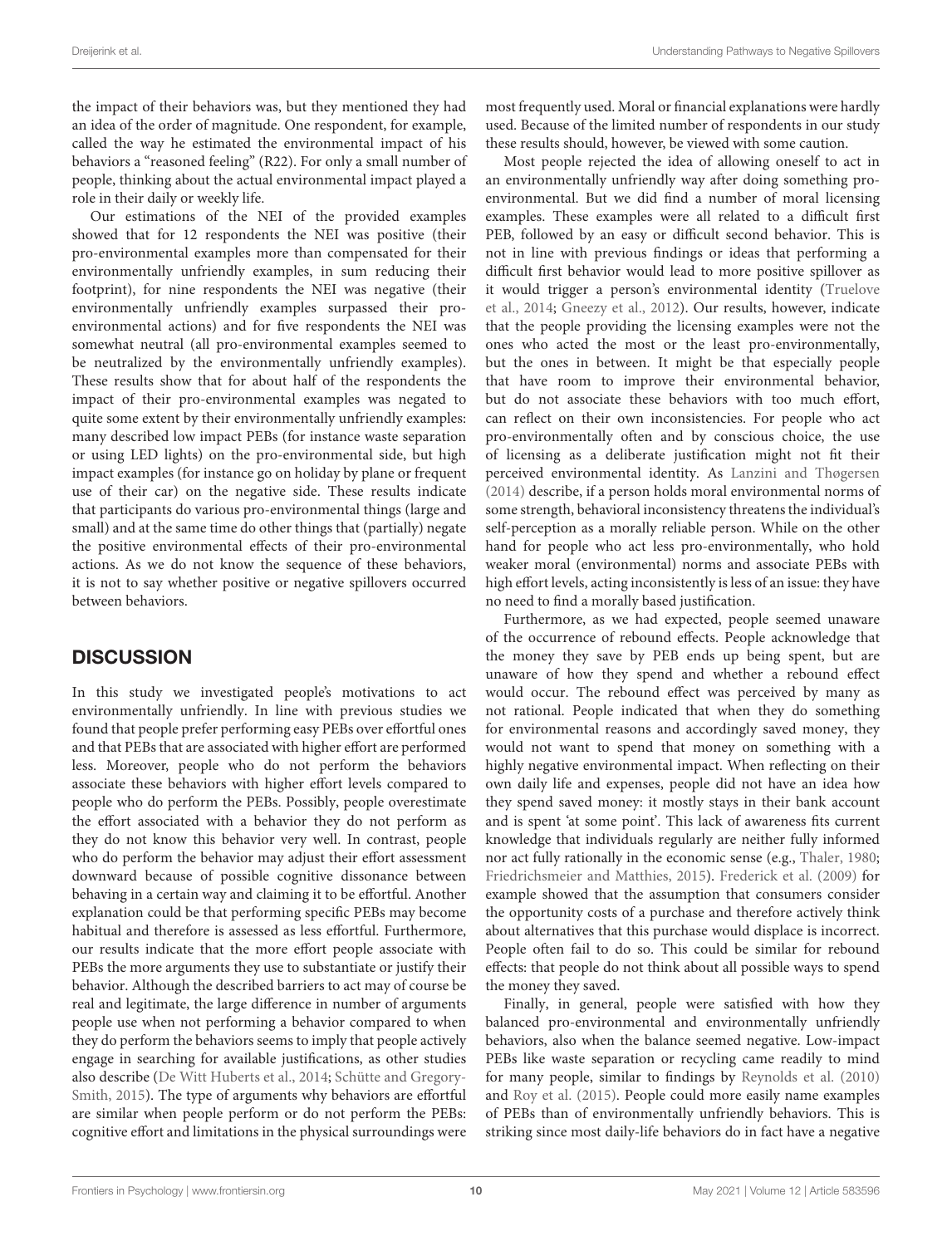the impact of their behaviors was, but they mentioned they had an idea of the order of magnitude. One respondent, for example, called the way he estimated the environmental impact of his behaviors a "reasoned feeling" (R22). For only a small number of people, thinking about the actual environmental impact played a role in their daily or weekly life.

Our estimations of the NEI of the provided examples showed that for 12 respondents the NEI was positive (their pro-environmental examples more than compensated for their environmentally unfriendly examples, in sum reducing their footprint), for nine respondents the NEI was negative (their environmentally unfriendly examples surpassed their pro-environmental actions) and for five respondents the NEI was somewhat neutral (all pro-environmental examples seemed to be neutralized by the environmentally unfriendly examples). These results show that for about half of the respondents the impact of their pro-environmental examples was negated to quite some extent by their environmentally unfriendly examples: many described low impact PEBs (for instance waste separation or using LED lights) on the pro-environmental side, but high impact examples (for instance go on holiday by plane or frequent use of their car) on the negative side. These results indicate that participants do various pro-environmental things (large and small) and at the same time do other things that (partially) negate the positive environmental effects of their pro-environmental actions. As we do not know the sequence of these behaviors, it is not to say whether positive or negative spillovers occurred between behaviors.

## DISCUSSION

In this study we investigated people's motivations to act environmentally unfriendly. In line with previous studies we found that people prefer performing easy PEBs over effortful ones and that PEBs that are associated with higher effort are performed less. Moreover, people who do not perform the behaviors associate these behaviors with higher effort levels compared to people who do perform the PEBs. Possibly, people overestimate the effort associated with a behavior they do not perform as they do not know this behavior very well. In contrast, people who do perform the behavior may adjust their effort assessment downward because of possible cognitive dissonance between behaving in a certain way and claiming it to be effortful. Another explanation could be that performing specific PEBs may become habitual and therefore is assessed as less effortful. Furthermore, our results indicate that the more effort people associate with PEBs the more arguments they use to substantiate or justify their behavior. Although the described barriers to act may of course be real and legitimate, the large difference in number of arguments people use when not performing a behavior compared to when they do perform the behaviors seems to imply that people actively engage in searching for available justifications, as other studies also describe (De Witt Huberts et al., 2014; Schütte and Gregory-Smith, 2015). The type of arguments why behaviors are effortful are similar when people perform or do not perform the PEBs: cognitive effort and limitations in the physical surroundings were most frequently used. Moral or financial explanations were hardly used. Because of the limited number of respondents in our study these results should, however, be viewed with some caution.

Most people rejected the idea of allowing oneself to act in an environmentally unfriendly way after doing something pro-environmental. But we did find a number of moral licensing examples. These examples were all related to a difficult first PEB, followed by an easy or difficult second behavior. This is not in line with previous findings or ideas that performing a difficult first behavior would lead to more positive spillover as it would trigger a person's environmental identity (Truelove et al., 2014; Gneezy et al., 2012). Our results, however, indicate that the people providing the licensing examples were not the ones who acted the most or the least pro-environmentally, but the ones in between. It might be that especially people that have room to improve their environmental behavior, but do not associate these behaviors with too much effort, can reflect on their own inconsistencies. For people who act pro-environmentally often and by conscious choice, the use of licensing as a deliberate justification might not fit their perceived environmental identity. As Lanzini and Thøgersen (2014) describe, if a person holds moral environmental norms of some strength, behavioral inconsistency threatens the individual's self-perception as a morally reliable person. While on the other hand for people who act less pro-environmentally, who hold weaker moral (environmental) norms and associate PEBs with high effort levels, acting inconsistently is less of an issue: they have no need to find a morally based justification.

Furthermore, as we had expected, people seemed unaware of the occurrence of rebound effects. People acknowledge that the money they save by PEB ends up being spent, but are unaware of how they spend and whether a rebound effect would occur. The rebound effect was perceived by many as not rational. People indicated that when they do something for environmental reasons and accordingly saved money, they would not want to spend that money on something with a highly negative environmental impact. When reflecting on their own daily life and expenses, people did not have an idea how they spend saved money: it mostly stays in their bank account and is spent 'at some point'. This lack of awareness fits current knowledge that individuals regularly are neither fully informed nor act fully rationally in the economic sense (e.g., Thaler, 1980; Friedrichsmeier and Matthies, 2015). Frederick et al. (2009) for example showed that the assumption that consumers consider the opportunity costs of a purchase and therefore actively think about alternatives that this purchase would displace is incorrect. People often fail to do so. This could be similar for rebound effects: that people do not think about all possible ways to spend the money they saved.

Finally, in general, people were satisfied with how they balanced pro-environmental and environmentally unfriendly behaviors, also when the balance seemed negative. Low-impact PEBs like waste separation or recycling came readily to mind for many people, similar to findings by Reynolds et al. (2010) and Roy et al. (2015). People could more easily name examples of PEBs than of environmentally unfriendly behaviors. This is striking since most daily-life behaviors do in fact have a negative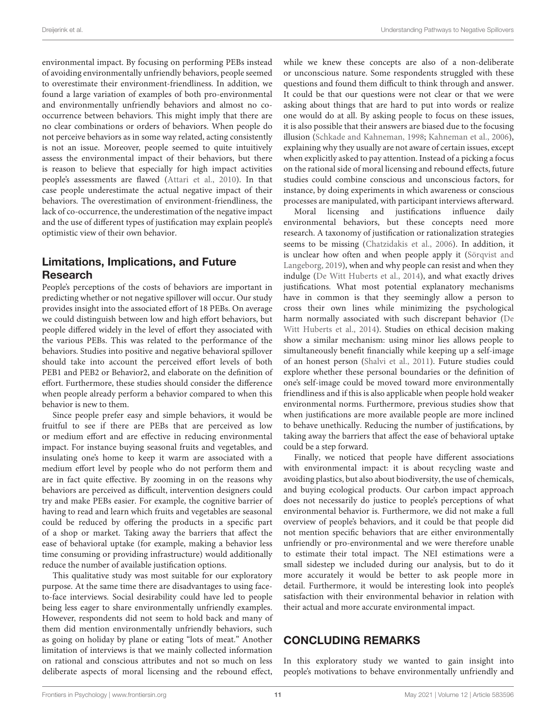environmental impact. By focusing on performing PEBs instead of avoiding environmentally unfriendly behaviors, people seemed to overestimate their environment-friendliness. In addition, we found a large variation of examples of both pro-environmental and environmentally unfriendly behaviors and almost no co-occurrence between behaviors. This might imply that there are no clear combinations or orders of behaviors. When people do not perceive behaviors as in some way related, acting consistently is not an issue. Moreover, people seemed to quite intuitively assess the environmental impact of their behaviors, but there is reason to believe that especially for high impact activities people's assessments are flawed (Attari et al., 2010). In that case people underestimate the actual negative impact of their behaviors. The overestimation of environment-friendliness, the lack of co-occurrence, the underestimation of the negative impact and the use of different types of justification may explain people's optimistic view of their own behavior.

## Limitations, Implications, and Future Research

People's perceptions of the costs of behaviors are important in predicting whether or not negative spillover will occur. Our study provides insight into the associated effort of 18 PEBs. On average we could distinguish between low and high effort behaviors, but people differed widely in the level of effort they associated with the various PEBs. This was related to the performance of the behaviors. Studies into positive and negative behavioral spillover should take into account the perceived effort levels of both PEB1 and PEB2 or Behavior2, and elaborate on the definition of effort. Furthermore, these studies should consider the difference when people already perform a behavior compared to when this behavior is new to them.

Since people prefer easy and simple behaviors, it would be fruitful to see if there are PEBs that are perceived as low or medium effort and are effective in reducing environmental impact. For instance buying seasonal fruits and vegetables, and insulating one's home to keep it warm are associated with a medium effort level by people who do not perform them and are in fact quite effective. By zooming in on the reasons why behaviors are perceived as difficult, intervention designers could try and make PEBs easier. For example, the cognitive barrier of having to read and learn which fruits and vegetables are seasonal could be reduced by offering the products in a specific part of a shop or market. Taking away the barriers that affect the ease of behavioral uptake (for example, making a behavior less time consuming or providing infrastructure) would additionally reduce the number of available justification options.

This qualitative study was most suitable for our exploratory purpose. At the same time there are disadvantages to using face-to-face interviews. Social desirability could have led to people being less eager to share environmentally unfriendly examples. However, respondents did not seem to hold back and many of them did mention environmentally unfriendly behaviors, such as going on holiday by plane or eating "lots of meat." Another limitation of interviews is that we mainly collected information on rational and conscious attributes and not so much on less deliberate aspects of moral licensing and the rebound effect, while we knew these concepts are also of a non-deliberate or unconscious nature. Some respondents struggled with these questions and found them difficult to think through and answer. It could be that our questions were not clear or that we were asking about things that are hard to put into words or realize one would do at all. By asking people to focus on these issues, it is also possible that their answers are biased due to the focusing illusion (Schkade and Kahneman, 1998; Kahneman et al., 2006), explaining why they usually are not aware of certain issues, except when explicitly asked to pay attention. Instead of a picking a focus on the rational side of moral licensing and rebound effects, future studies could combine conscious and unconscious factors, for instance, by doing experiments in which awareness or conscious processes are manipulated, with participant interviews afterward.

Moral licensing and justifications influence daily environmental behaviors, but these concepts need more research. A taxonomy of justification or rationalization strategies seems to be missing (Chatzidakis et al., 2006). In addition, it is unclear how often and when people apply it (Sörqvist and Langeborg, 2019), when and why people can resist and when they indulge (De Witt Huberts et al., 2014), and what exactly drives justifications. What most potential explanatory mechanisms have in common is that they seemingly allow a person to cross their own lines while minimizing the psychological harm normally associated with such discrepant behavior (De Witt Huberts et al., 2014). Studies on ethical decision making show a similar mechanism: using minor lies allows people to simultaneously benefit financially while keeping up a self-image of an honest person (Shalvi et al., 2011). Future studies could explore whether these personal boundaries or the definition of one's self-image could be moved toward more environmentally friendliness and if this is also applicable when people hold weaker environmental norms. Furthermore, previous studies show that when justifications are more available people are more inclined to behave unethically. Reducing the number of justifications, by taking away the barriers that affect the ease of behavioral uptake could be a step forward.

Finally, we noticed that people have different associations with environmental impact: it is about recycling waste and avoiding plastics, but also about biodiversity, the use of chemicals, and buying ecological products. Our carbon impact approach does not necessarily do justice to people's perceptions of what environmental behavior is. Furthermore, we did not make a full overview of people's behaviors, and it could be that people did not mention specific behaviors that are either environmentally unfriendly or pro-environmental and we were therefore unable to estimate their total impact. The NEI estimations were a small sidestep we included during our analysis, but to do it more accurately it would be better to ask people more in detail. Furthermore, it would be interesting look into people's satisfaction with their environmental behavior in relation with their actual and more accurate environmental impact.

# CONCLUDING REMARKS

In this exploratory study we wanted to gain insight into people's motivations to behave environmentally unfriendly and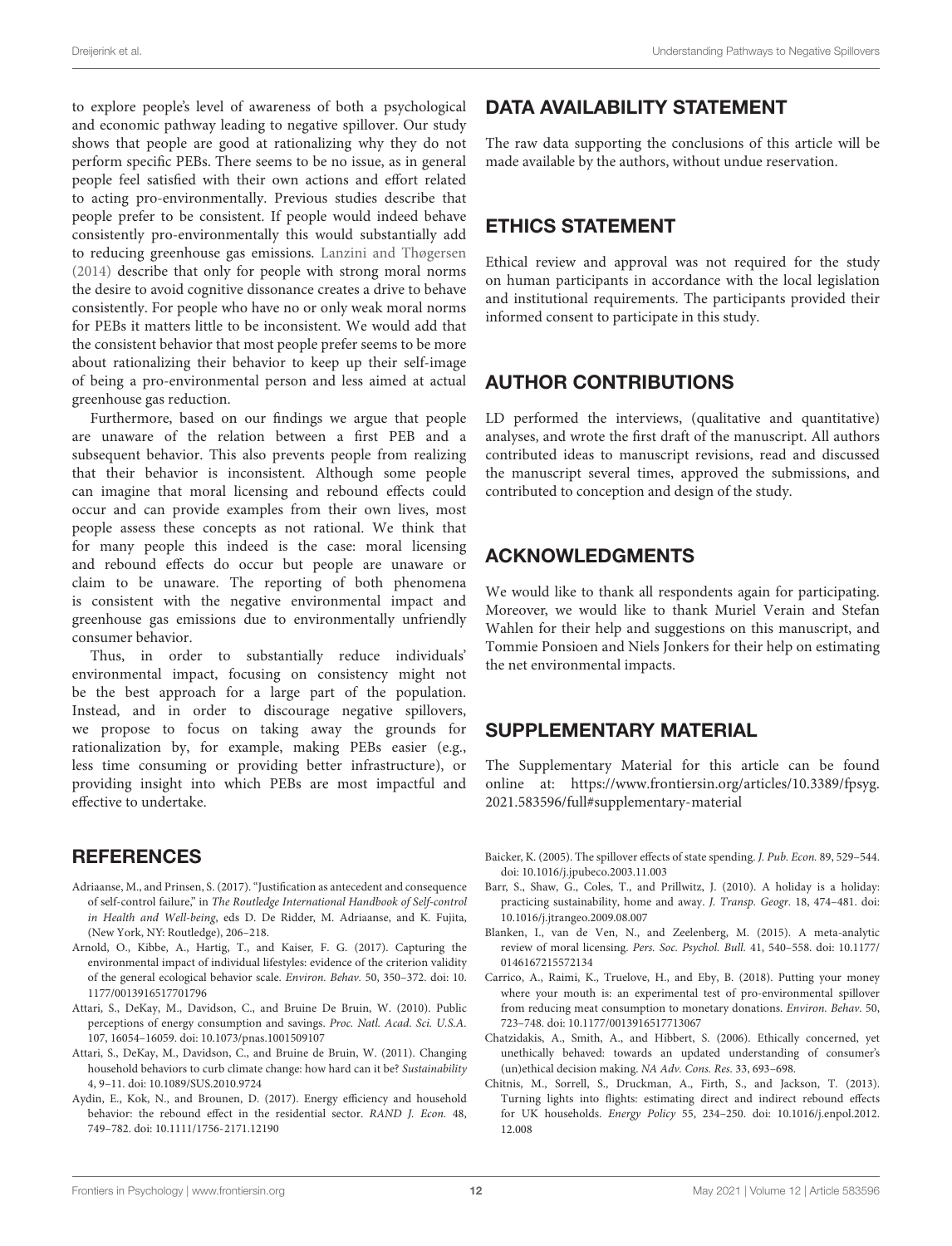to explore people's level of awareness of both a psychological and economic pathway leading to negative spillover. Our study shows that people are good at rationalizing why they do not perform specific PEBs. There seems to be no issue, as in general people feel satisfied with their own actions and effort related to acting pro-environmentally. Previous studies describe that people prefer to be consistent. If people would indeed behave consistently pro-environmentally this would substantially add to reducing greenhouse gas emissions. Lanzini and Thøgersen (2014) describe that only for people with strong moral norms the desire to avoid cognitive dissonance creates a drive to behave consistently. For people who have no or only weak moral norms for PEBs it matters little to be inconsistent. We would add that the consistent behavior that most people prefer seems to be more about rationalizing their behavior to keep up their self-image of being a pro-environmental person and less aimed at actual greenhouse gas reduction.

Furthermore, based on our findings we argue that people are unaware of the relation between a first PEB and a subsequent behavior. This also prevents people from realizing that their behavior is inconsistent. Although some people can imagine that moral licensing and rebound effects could occur and can provide examples from their own lives, most people assess these concepts as not rational. We think that for many people this indeed is the case: moral licensing and rebound effects do occur but people are unaware or claim to be unaware. The reporting of both phenomena is consistent with the negative environmental impact and greenhouse gas emissions due to environmentally unfriendly consumer behavior.

Thus, in order to substantially reduce individuals' environmental impact, focusing on consistency might not be the best approach for a large part of the population. Instead, and in order to discourage negative spillovers, we propose to focus on taking away the grounds for rationalization by, for example, making PEBs easier (e.g., less time consuming or providing better infrastructure), or providing insight into which PEBs are most impactful and effective to undertake.

## DATA AVAILABILITY STATEMENT

The raw data supporting the conclusions of this article will be made available by the authors, without undue reservation.

## ETHICS STATEMENT

Ethical review and approval was not required for the study on human participants in accordance with the local legislation and institutional requirements. The participants provided their informed consent to participate in this study.

## AUTHOR CONTRIBUTIONS

LD performed the interviews, (qualitative and quantitative) analyses, and wrote the first draft of the manuscript. All authors contributed ideas to manuscript revisions, read and discussed the manuscript several times, approved the submissions, and contributed to conception and design of the study.

## ACKNOWLEDGMENTS

We would like to thank all respondents again for participating. Moreover, we would like to thank Muriel Verain and Stefan Wahlen for their help and suggestions on this manuscript, and Tommie Ponsioen and Niels Jonkers for their help on estimating the net environmental impacts.

## SUPPLEMENTARY MATERIAL

The Supplementary Material for this article can be found online at: https://www.frontiersin.org/articles/10.3389/fpsyg.2021.583596/full#supplementary-material

## REFERENCES

Adriaanse, M., and Prinsen, S. (2017). "Justification as antecedent and consequence of self-control failure," in *The Routledge International Handbook of Self-control in Health and Well-being*, eds D. De Ridder, M. Adriaanse, and K. Fujita, (New York, NY: Routledge), 206–218.

Arnold, O., Kibbe, A., Hartig, T., and Kaiser, F. G. (2017). Capturing the environmental impact of individual lifestyles: evidence of the criterion validity of the general ecological behavior scale. *Environ. Behav.* 50, 350–372. doi: 10.1177/0013916517701796

Attari, S., DeKay, M., Davidson, C., and Bruine De Bruin, W. (2010). Public perceptions of energy consumption and savings. *Proc. Natl. Acad. Sci. U.S.A.* 107, 16054–16059. doi: 10.1073/pnas.1001509107

Attari, S., DeKay, M., Davidson, C., and Bruine de Bruin, W. (2011). Changing household behaviors to curb climate change: how hard can it be? *Sustainability* 4, 9–11. doi: 10.1089/SUS.2010.9724

Aydin, E., Kok, N., and Brounen, D. (2017). Energy efficiency and household behavior: the rebound effect in the residential sector. *RAND J. Econ.* 48, 749–782. doi: 10.1111/1756-2171.12190

Baicker, K. (2005). The spillover effects of state spending. *J. Pub. Econ.* 89, 529–544. doi: 10.1016/j.jpubeco.2003.11.003

Barr, S., Shaw, G., Coles, T., and Prillwitz, J. (2010). A holiday is a holiday: practicing sustainability, home and away. *J. Transp. Geogr.* 18, 474–481. doi: 10.1016/j.jtrangeo.2009.08.007

Blanken, I., van de Ven, N., and Zeelenberg, M. (2015). A meta-analytic review of moral licensing. *Pers. Soc. Psychol. Bull.* 41, 540–558. doi: 10.1177/0146167215572134

Carrico, A., Raimi, K., Truelove, H., and Eby, B. (2018). Putting your money where your mouth is: an experimental test of pro-environmental spillover from reducing meat consumption to monetary donations. *Environ. Behav.* 50, 723–748. doi: 10.1177/0013916517713067

Chatzidakis, A., Smith, A., and Hibbert, S. (2006). Ethically concerned, yet unethically behaved: towards an updated understanding of consumer's (un)ethical decision making. *NA Adv. Cons. Res.* 33, 693–698.

Chitnis, M., Sorrell, S., Druckman, A., Firth, S., and Jackson, T. (2013). Turning lights into flights: estimating direct and indirect rebound effects for UK households. *Energy Policy* 55, 234–250. doi: 10.1016/j.enpol.2012.12.008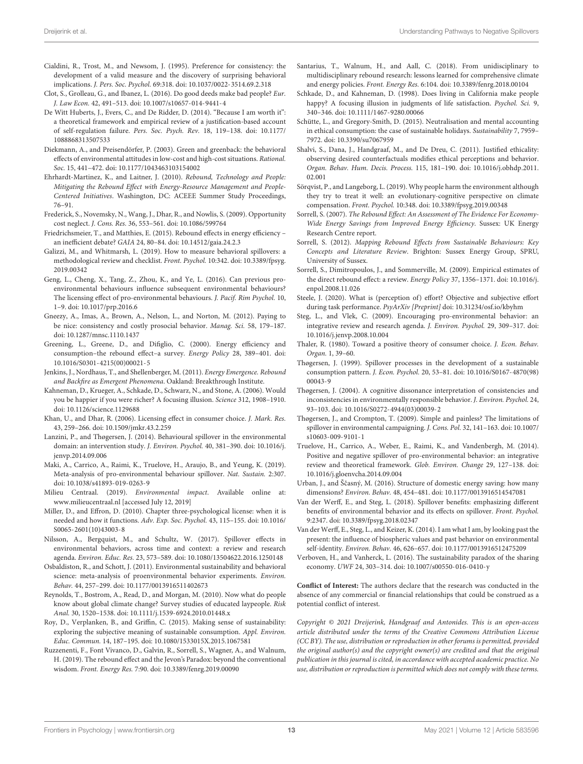Cialdini, R., Trost, M., and Newsom, J. (1995). Preference for consistency: the development of a valid measure and the discovery of surprising behavioral implications. *J. Pers. Soc. Psychol.* 69:318. doi: 10.1037/0022-3514.69.2.318

Clot, S., Grolleau, G., and Ibanez, L. (2016). Do good deeds make bad people? *Eur. J. Law Econ.* 42, 491–513. doi: 10.1007/s10657-014-9441-4

De Witt Huberts, J., Evers, C., and De Ridder, D. (2014). "Because I am worth it": a theoretical framework and empirical review of a justification-based account of self-regulation failure. *Pers. Soc. Psych. Rev.* 18, 119–138. doi: 10.1177/1088868313507533

Diekmann, A., and Preisendörfer, P. (2003). Green and greenback: the behavioral effects of environmental attitudes in low-cost and high-cost situations. *Rational. Soc.* 15, 441–472. doi: 10.1177/1043463103154002

Ehrhardt-Martinez, K., and Laitner, J. (2010). *Rebound, Technology and People: Mitigating the Rebound Effect with Energy-Resource Management and People-Centered Initiatives*. Washington, DC: ACEEE Summer Study Proceedings, 76–91.

Frederick, S., Novemsky, N., Wang, J., Dhar, R., and Nowlis, S. (2009). Opportunity cost neglect. *J. Cons. Res.* 36, 553–561. doi: 10.1086/599764

Friedrichsmeier, T., and Matthies, E. (2015). Rebound effects in energy efficiency – an inefficient debate? *GAIA* 24, 80–84. doi: 10.14512/gaia.24.2.3

Galizzi, M., and Whitmarsh, L. (2019). How to measure behavioral spillovers: a methodological review and checklist. *Front. Psychol.* 10:342. doi: 10.3389/fpsyg.2019.00342

Geng, L., Cheng, X., Tang, Z., Zhou, K., and Ye, L. (2016). Can previous pro-environmental behaviours influence subsequent environmental behaviours? The licensing effect of pro-environmental behaviours. *J. Pacif. Rim Psychol.* 10, 1–9. doi: 10.1017/prp.2016.6

Gneezy, A., Imas, A., Brown, A., Nelson, L., and Norton, M. (2012). Paying to be nice: consistency and costly prosocial behavior. *Manag. Sci.* 58, 179–187. doi: 10.1287/mnsc.1110.1437

Greening, L., Greene, D., and Difiglio, C. (2000). Energy efficiency and consumption–the rebound effect–a survey. *Energy Policy* 28, 389–401. doi: 10.1016/S0301-4215(00)00021-5

Jenkins, J., Nordhaus, T., and Shellenberger, M. (2011). *Energy Emergence. Rebound and Backfire as Emergent Phenomena*. Oakland: Breakthrough Institute.

Kahneman, D., Krueger, A., Schkade, D., Schwarz, N., and Stone, A. (2006). Would you be happier if you were richer? A focusing illusion. *Science* 312, 1908–1910. doi: 10.1126/science.1129688

Khan, U., and Dhar, R. (2006). Licensing effect in consumer choice. *J. Mark. Res.* 43, 259–266. doi: 10.1509/jmkr.43.2.259

Lanzini, P., and Thøgersen, J. (2014). Behavioural spillover in the environmental domain: an intervention study. *J. Environ. Psychol.* 40, 381–390. doi: 10.1016/j.jenvp.2014.09.006

Maki, A., Carrico, A., Raimi, K., Truelove, H., Araujo, B., and Yeung, K. (2019). Meta-analysis of pro-environmental behaviour spillover. *Nat. Sustain.* 2:307. doi: 10.1038/s41893-019-0263-9

Milieu Centraal. (2019). *Environmental impact*. Available online at: www.milieucentraal.nl [accessed July 12, 2019]

Miller, D., and Effron, D. (2010). Chapter three-psychological license: when it is needed and how it functions. *Adv. Exp. Soc. Psychol.* 43, 115–155. doi: 10.1016/S0065-2601(10)43003-8

Nilsson, A., Bergquist, M., and Schultz, W. (2017). Spillover effects in environmental behaviors, across time and context: a review and research agenda. *Environ. Educ. Res.* 23, 573–589. doi: 10.1080/13504622.2016.1250148

Osbaldiston, R., and Schott, J. (2011). Environmental sustainability and behavioral science: meta-analysis of proenvironmental behavior experiments. *Environ. Behav.* 44, 257–299. doi: 10.1177/0013916511402673

Reynolds, T., Bostrom, A., Read, D., and Morgan, M. (2010). Now what do people know about global climate change? Survey studies of educated laypeople. *Risk Anal.* 30, 1520–1538. doi: 10.1111/j.1539-6924.2010.01448.x

Roy, D., Verplanken, B., and Griffin, C. (2015). Making sense of sustainability: exploring the subjective meaning of sustainable consumption. *Appl. Environ. Educ. Commun.* 14, 187–195. doi: 10.1080/1533015X.2015.1067581

Ruzzenenti, F., Font Vivanco, D., Galvin, R., Sorrell, S., Wagner, A., and Walnum, H. (2019). The rebound effect and the Jevon's Paradox: beyond the conventional wisdom. *Front. Energy Res.* 7:90. doi: 10.3389/fenrg.2019.00090

Santarius, T., Walnum, H., and Aall, C. (2018). From unidisciplinary to multidisciplinary rebound research: lessons learned for comprehensive climate and energy policies. *Front. Energy Res.* 6:104. doi: 10.3389/fenrg.2018.00104

Schkade, D., and Kahneman, D. (1998). Does living in California make people happy? A focusing illusion in judgments of life satisfaction. *Psychol. Sci.* 9, 340–346. doi: 10.1111/1467-9280.00066

Schütte, L., and Gregory-Smith, D. (2015). Neutralisation and mental accounting in ethical consumption: the case of sustainable holidays. *Sustainability* 7, 7959–7972. doi: 10.3390/su7067959

Shalvi, S., Dana, J., Handgraaf, M., and De Dreu, C. (2011). Justified ethicality: observing desired counterfactuals modifies ethical perceptions and behavior. *Organ. Behav. Hum. Decis. Process.* 115, 181–190. doi: 10.1016/j.obhdp.2011.02.001

Sörqvist, P., and Langeborg, L. (2019). Why people harm the environment although they try to treat it well: an evolutionary-cognitive perspective on climate compensation. *Front. Psychol.* 10:348. doi: 10.3389/fpsyg.2019.00348

Sorrell, S. (2007). *The Rebound Effect: An Assessment of The Evidence For Economy-Wide Energy Savings from Improved Energy Efficiency*. Sussex: UK Energy Research Centre report.

Sorrell, S. (2012). *Mapping Rebound Effects from Sustainable Behaviours: Key Concepts and Literature Review*. Brighton: Sussex Energy Group, SPRU, University of Sussex.

Sorrell, S., Dimitropoulos, J., and Sommerville, M. (2009). Empirical estimates of the direct rebound effect: a review. *Energy Policy* 37, 1356–1371. doi: 10.1016/j.enpol.2008.11.026

Steele, J. (2020). What is (perception of) effort? Objective and subjective effort during task performance. *PsyArXiv [Preprint]* doi: 10.31234/osf.io/kbyhm

Steg, L., and Vlek, C. (2009). Encouraging pro-environmental behavior: an integrative review and research agenda. *J. Environ. Psychol.* 29, 309–317. doi: 10.1016/j.jenvp.2008.10.004

Thaler, R. (1980). Toward a positive theory of consumer choice. *J. Econ. Behav. Organ.* 1, 39–60.

Thøgersen, J. (1999). Spillover processes in the development of a sustainable consumption pattern. *J. Econ. Psychol.* 20, 53–81. doi: 10.1016/S0167-4870(98)00043-9

Thøgersen, J. (2004). A cognitive dissonance interpretation of consistencies and inconsistencies in environmentally responsible behavior. *J. Environ. Psychol.* 24, 93–103. doi: 10.1016/S0272-4944(03)00039-2

Thøgersen, J., and Crompton, T. (2009). Simple and painless? The limitations of spillover in environmental campaigning. *J. Cons. Pol.* 32, 141–163. doi: 10.1007/s10603-009-9101-1

Truelove, H., Carrico, A., Weber, E., Raimi, K., and Vandenbergh, M. (2014). Positive and negative spillover of pro-environmental behavior: an integrative review and theoretical framework. *Glob. Environ. Change* 29, 127–138. doi: 10.1016/j.gloenvcha.2014.09.004

Urban, J., and Ščasný, M. (2016). Structure of domestic energy saving: how many dimensions? *Environ. Behav.* 48, 454–481. doi: 10.1177/0013916514547081

Van der Werff, E., and Steg, L. (2018). Spillover benefits: emphasizing different benefits of environmental behavior and its effects on spillover. *Front. Psychol.* 9:2347. doi: 10.3389/fpsyg.2018.02347

Van der Werff, E., Steg, L., and Keizer, K. (2014). I am what I am, by looking past the present: the influence of biospheric values and past behavior on environmental self-identity. *Environ. Behav.* 46, 626–657. doi: 10.1177/0013916512475209

Verboven, H., and Vanherck, L. (2016). The sustainability paradox of the sharing economy. *UWF* 24, 303–314. doi: 10.1007/s00550-016-0410-y

**Conflict of Interest:** The authors declare that the research was conducted in the absence of any commercial or financial relationships that could be construed as a potential conflict of interest.

*Copyright © 2021 Dreijerink, Handgraaf and Antonides. This is an open-access article distributed under the terms of the Creative Commons Attribution License (CC BY). The use, distribution or reproduction in other forums is permitted, provided the original author(s) and the copyright owner(s) are credited and that the original publication in this journal is cited, in accordance with accepted academic practice. No use, distribution or reproduction is permitted which does not comply with these terms.*